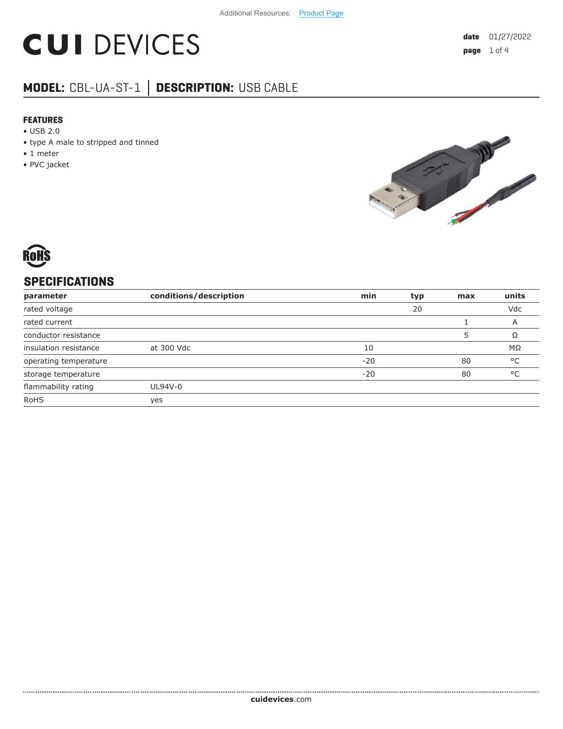Additional Resources: Product Page

# CUI DEVICES

date 01/27/2022

## MODEL: CBL-UA-ST-1 │ DESCRIPTION: USB CABLE

### FEATURES

- USB 2.0
- type A male to stripped and tinned
- 1 meter
- PVC jacket

RoHS

## SPECIFICATIONS

| parameter | conditions/description | min | typ | max | units |
|---|---|---|---|---|---|
| rated voltage | | | 20 | | Vdc |
| rated current | | | | 1 | A |
| conductor resistance | | | | 5 | Ω |
| insulation resistance | at 300 Vdc | 10 | | | MΩ |
| operating temperature | | -20 | | 80 | °C |
| storage temperature | | -20 | | 80 | °C |
| flammability rating | UL94V-0 | | | | |
| RoHS | yes | | | | |

**cuidevices**.com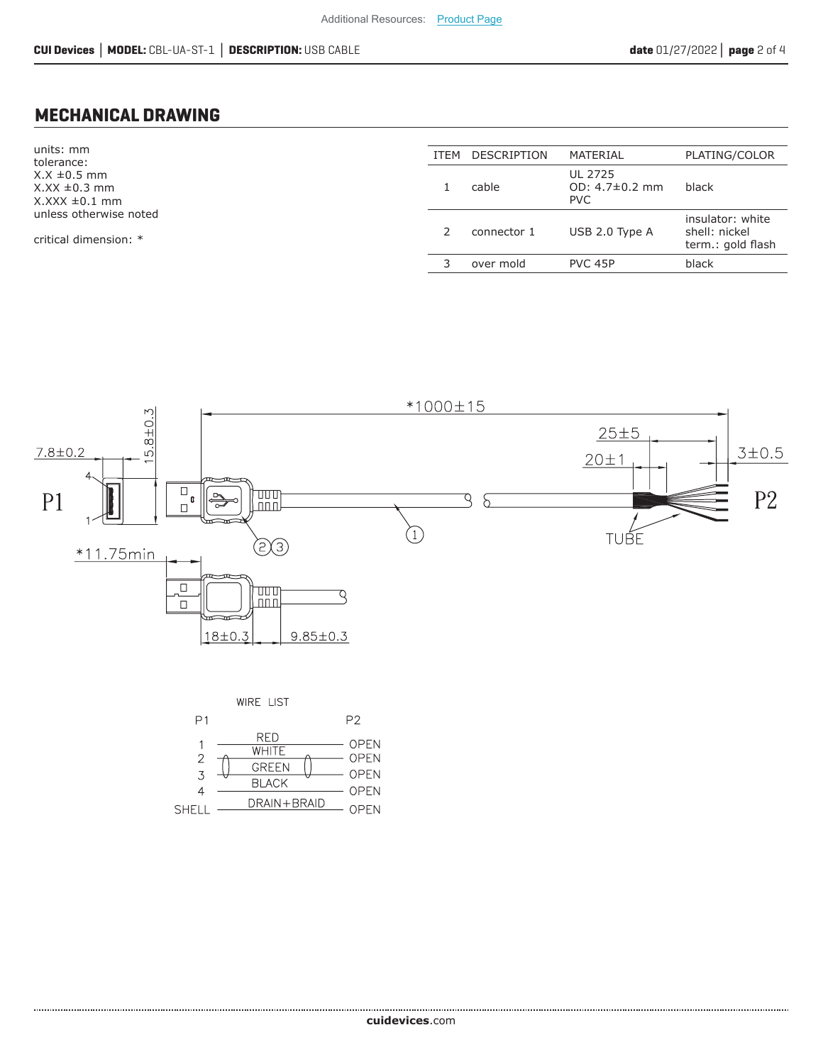## MECHANICAL DRAWING

units: mm
tolerance:
X.X ±0.5 mm
X.XX ±0.3 mm
X.XXX ±0.1 mm
unless otherwise noted

critical dimension: *

| ITEM | DESCRIPTION | MATERIAL | PLATING/COLOR |
|---|---|---|---|
| 1 | cable | UL 2725<br>OD: 4.7±0.2 mm<br>PVC | black |
| 2 | connector 1 | USB 2.0 Type A | insulator: white<br>shell: nickel<br>term.: gold flash |
| 3 | over mold | PVC 45P | black |

*1000±15

25±5

20±1

3±0.5

7.8±0.2

15.8±0.3

P1

P2

TUBE

*11.75min

18±0.3

9.85±0.3

WIRE LIST

| P1 | | P2 |
|---|---|---|
| 1 | RED | OPEN |
| 2 | WHITE | OPEN |
| 3 | GREEN | OPEN |
| 4 | BLACK | OPEN |
| SHELL | DRAIN+BRAID | OPEN |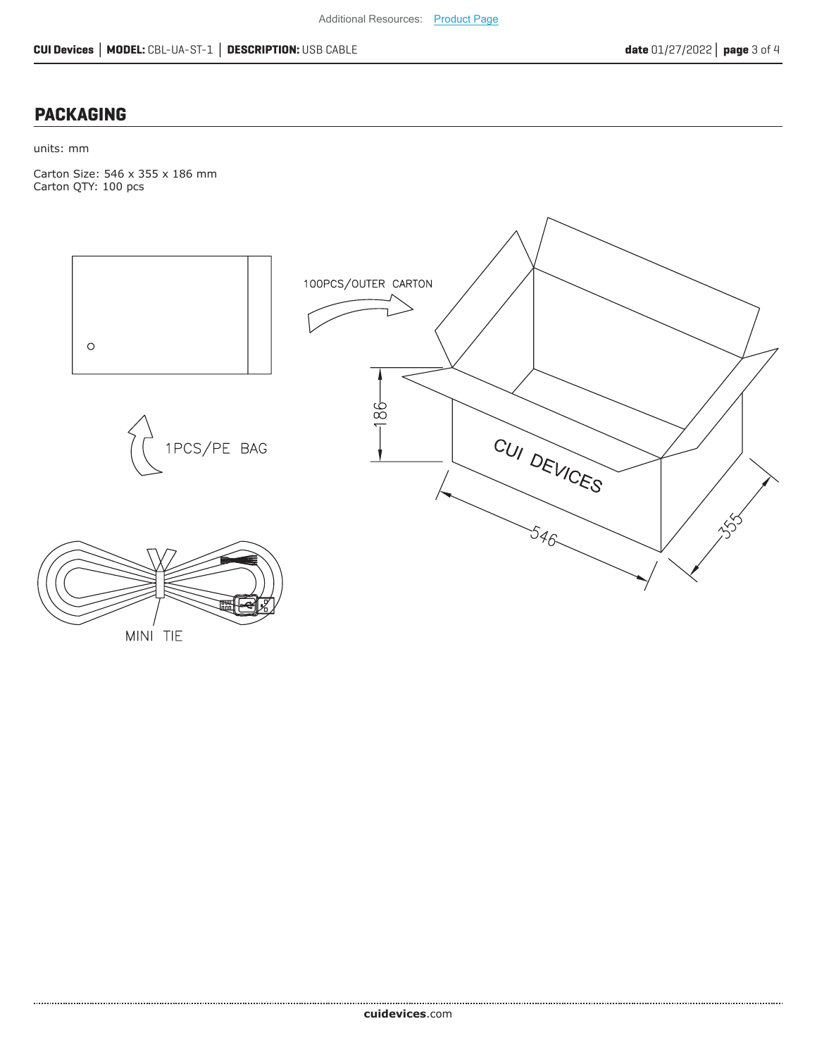## PACKAGING

units: mm

Carton Size: 546 x 355 x 186 mm
Carton QTY: 100 pcs

100PCS/OUTER CARTON

1PCS/PE BAG

MINI TIE

CUI DEVICES

186

546

355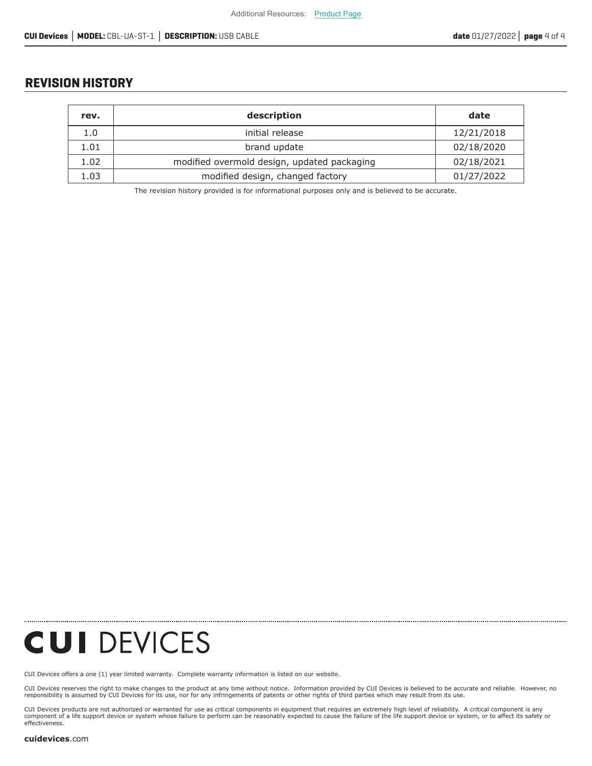## REVISION HISTORY

| rev. | description | date |
| --- | --- | --- |
| 1.0 | initial release | 12/21/2018 |
| 1.01 | brand update | 02/18/2020 |
| 1.02 | modified overmold design, updated packaging | 02/18/2021 |
| 1.03 | modified design, changed factory | 01/27/2022 |

The revision history provided is for informational purposes only and is believed to be accurate.

**CUI** DEVICES

CUI Devices offers a one (1) year limited warranty. Complete warranty information is listed on our website.

CUI Devices reserves the right to make changes to the product at any time without notice. Information provided by CUI Devices is believed to be accurate and reliable. However, no responsibility is assumed by CUI Devices for its use, nor for any infringements of patents or other rights of third parties which may result from its use.

CUI Devices products are not authorized or warranted for use as critical components in equipment that requires an extremely high level of reliability. A critical component is any component of a life support device or system whose failure to perform can be reasonably expected to cause the failure of the life support device or system, or to affect its safety or effectiveness.

**cuidevices**.com